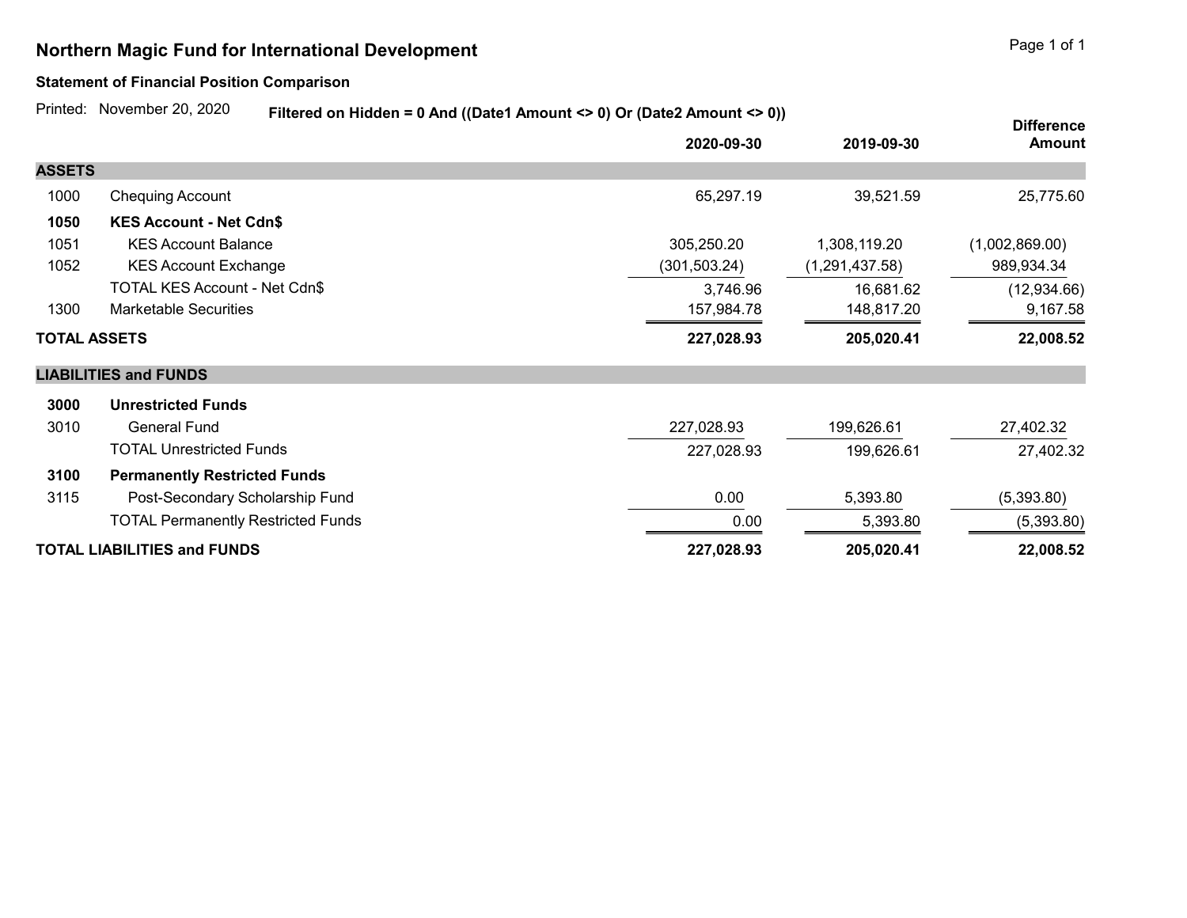# Northern Magic Fund for International Development

**Statement of Financial Position Comparison**

Printed: November 20, 2020 **Filtered on Hidden = 0 And ((Date1 Amount <> 0) Or (Date2 Amount <> 0))**

| | | 2020-09-30 | 2019-09-30 | Difference Amount |
|---|---|---|---|---|
| **ASSETS** | | | | |
| 1000 | Chequing Account | 65,297.19 | 39,521.59 | 25,775.60 |
| **1050** | **KES Account - Net Cdn$** | | | |
| 1051 | KES Account Balance | 305,250.20 | 1,308,119.20 | (1,002,869.00) |
| 1052 | KES Account Exchange | (301,503.24) | (1,291,437.58) | 989,934.34 |
| | TOTAL KES Account - Net Cdn$ | 3,746.96 | 16,681.62 | (12,934.66) |
| 1300 | Marketable Securities | 157,984.78 | 148,817.20 | 9,167.58 |
| **TOTAL ASSETS** | | **227,028.93** | **205,020.41** | **22,008.52** |
| **LIABILITIES and FUNDS** | | | | |
| **3000** | **Unrestricted Funds** | | | |
| 3010 | General Fund | 227,028.93 | 199,626.61 | 27,402.32 |
| | TOTAL Unrestricted Funds | 227,028.93 | 199,626.61 | 27,402.32 |
| **3100** | **Permanently Restricted Funds** | | | |
| 3115 | Post-Secondary Scholarship Fund | 0.00 | 5,393.80 | (5,393.80) |
| | TOTAL Permanently Restricted Funds | 0.00 | 5,393.80 | (5,393.80) |
| **TOTAL LIABILITIES and FUNDS** | | **227,028.93** | **205,020.41** | **22,008.52** |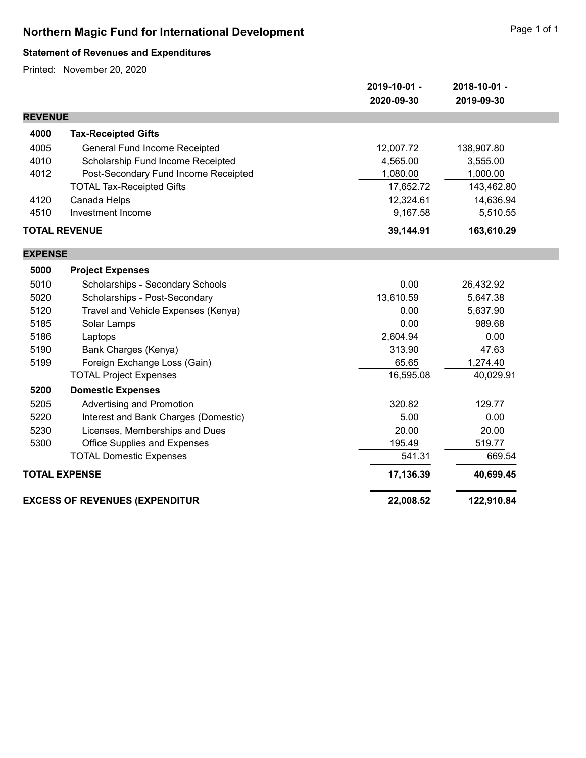# Northern Magic Fund for International Development

## Statement of Revenues and Expenditures

Printed: November 20, 2020

| | | 2019-10-01 - 2020-09-30 | 2018-10-01 - 2019-09-30 |
|---|---|---|---|
| **REVENUE** | | | |
| **4000** | **Tax-Receipted Gifts** | | |
| 4005 | General Fund Income Receipted | 12,007.72 | 138,907.80 |
| 4010 | Scholarship Fund Income Receipted | 4,565.00 | 3,555.00 |
| 4012 | Post-Secondary Fund Income Receipted | 1,080.00 | 1,000.00 |
| | TOTAL Tax-Receipted Gifts | 17,652.72 | 143,462.80 |
| 4120 | Canada Helps | 12,324.61 | 14,636.94 |
| 4510 | Investment Income | 9,167.58 | 5,510.55 |
| **TOTAL REVENUE** | | **39,144.91** | **163,610.29** |
| **EXPENSE** | | | |
| **5000** | **Project Expenses** | | |
| 5010 | Scholarships - Secondary Schools | 0.00 | 26,432.92 |
| 5020 | Scholarships - Post-Secondary | 13,610.59 | 5,647.38 |
| 5120 | Travel and Vehicle Expenses (Kenya) | 0.00 | 5,637.90 |
| 5185 | Solar Lamps | 0.00 | 989.68 |
| 5186 | Laptops | 2,604.94 | 0.00 |
| 5190 | Bank Charges (Kenya) | 313.90 | 47.63 |
| 5199 | Foreign Exchange Loss (Gain) | 65.65 | 1,274.40 |
| | TOTAL Project Expenses | 16,595.08 | 40,029.91 |
| **5200** | **Domestic Expenses** | | |
| 5205 | Advertising and Promotion | 320.82 | 129.77 |
| 5220 | Interest and Bank Charges (Domestic) | 5.00 | 0.00 |
| 5230 | Licenses, Memberships and Dues | 20.00 | 20.00 |
| 5300 | Office Supplies and Expenses | 195.49 | 519.77 |
| | TOTAL Domestic Expenses | 541.31 | 669.54 |
| **TOTAL EXPENSE** | | **17,136.39** | **40,699.45** |
| **EXCESS OF REVENUES (EXPENDITUR** | | **22,008.52** | **122,910.84** |